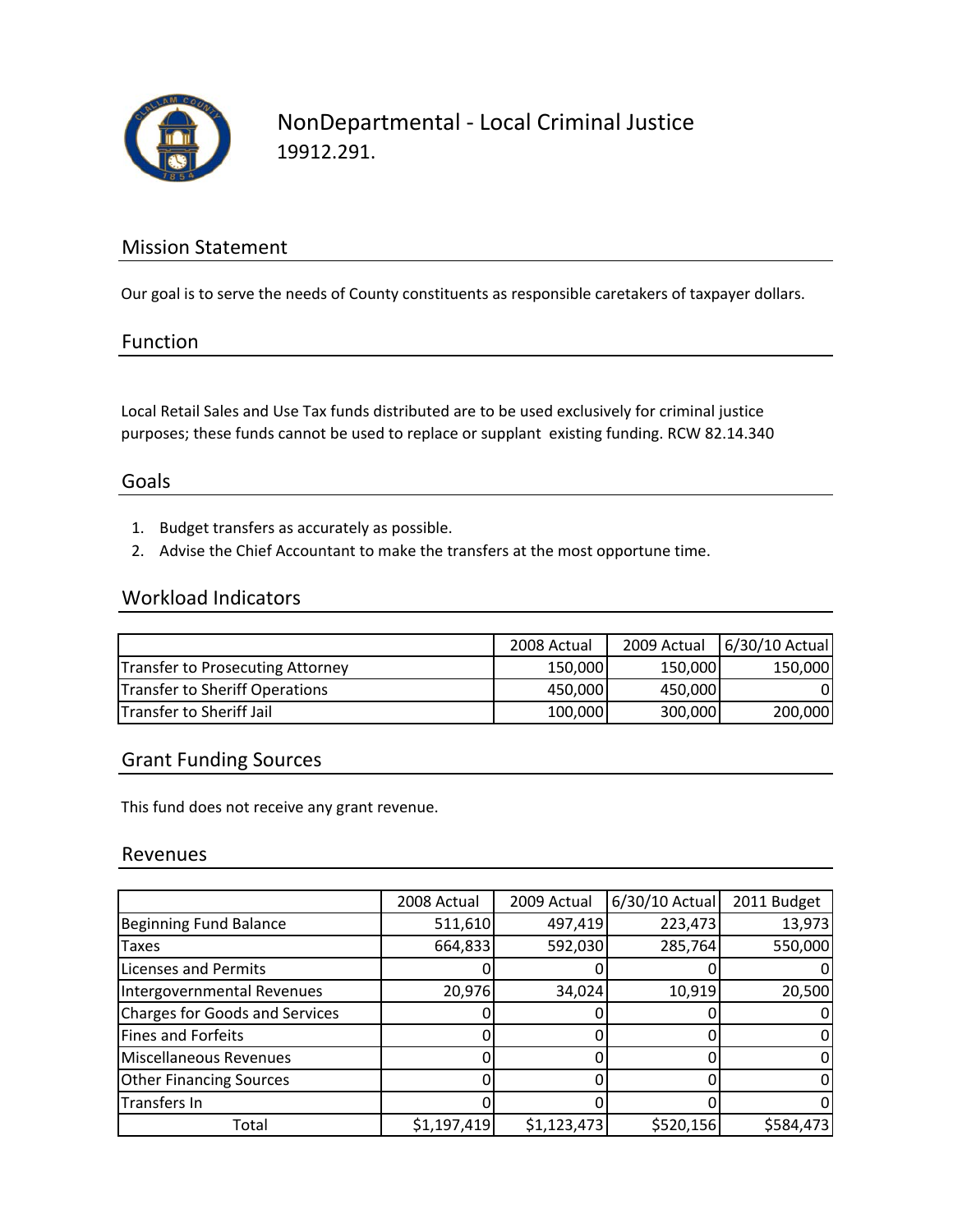# NonDepartmental - Local Criminal Justice

19912.291.

## Mission Statement

Our goal is to serve the needs of County constituents as responsible caretakers of taxpayer dollars.

## Function

Local Retail Sales and Use Tax funds distributed are to be used exclusively for criminal justice purposes; these funds cannot be used to replace or supplant existing funding. RCW 82.14.340

## Goals

1. Budget transfers as accurately as possible.
2. Advise the Chief Accountant to make the transfers at the most opportune time.

## Workload Indicators

| | 2008 Actual | 2009 Actual | 6/30/10 Actual |
|---|---|---|---|
| Transfer to Prosecuting Attorney | 150,000 | 150,000 | 150,000 |
| Transfer to Sheriff Operations | 450,000 | 450,000 | 0 |
| Transfer to Sheriff Jail | 100,000 | 300,000 | 200,000 |

## Grant Funding Sources

This fund does not receive any grant revenue.

## Revenues

| | 2008 Actual | 2009 Actual | 6/30/10 Actual | 2011 Budget |
|---|---|---|---|---|
| Beginning Fund Balance | 511,610 | 497,419 | 223,473 | 13,973 |
| Taxes | 664,833 | 592,030 | 285,764 | 550,000 |
| Licenses and Permits | 0 | 0 | 0 | 0 |
| Intergovernmental Revenues | 20,976 | 34,024 | 10,919 | 20,500 |
| Charges for Goods and Services | 0 | 0 | 0 | 0 |
| Fines and Forfeits | 0 | 0 | 0 | 0 |
| Miscellaneous Revenues | 0 | 0 | 0 | 0 |
| Other Financing Sources | 0 | 0 | 0 | 0 |
| Transfers In | 0 | 0 | 0 | 0 |
| Total | $1,197,419 | $1,123,473 | $520,156 | $584,473 |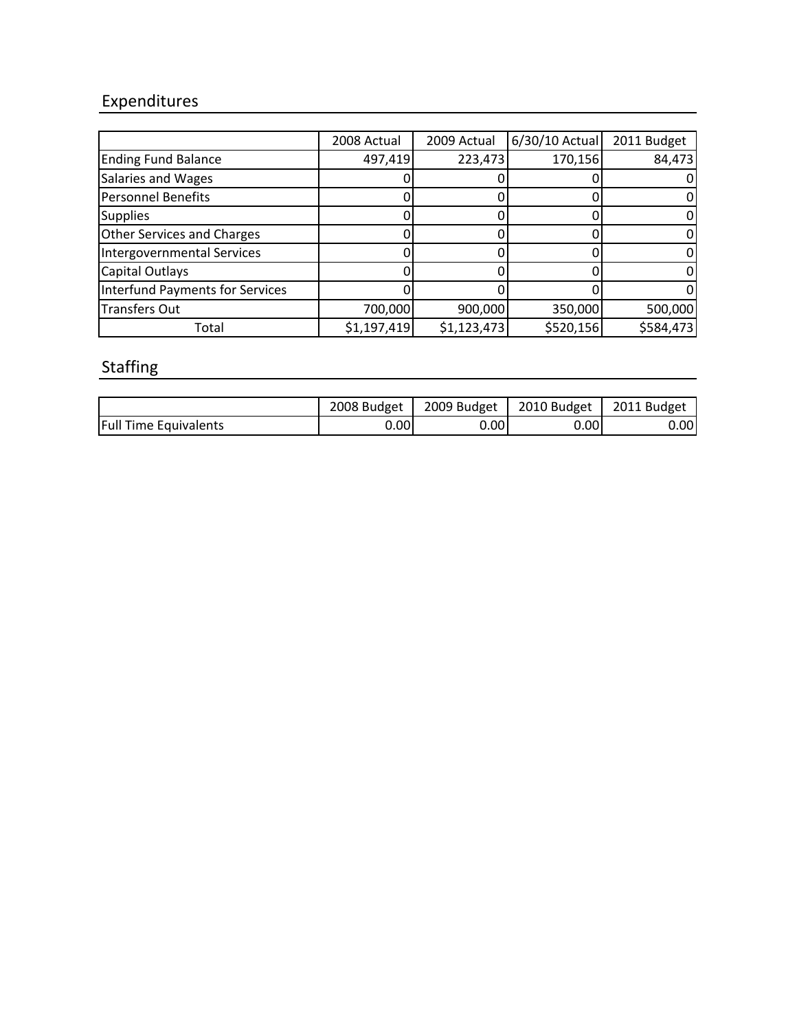## Expenditures

| | 2008 Actual | 2009 Actual | 6/30/10 Actual | 2011 Budget |
|---|---|---|---|---|
| Ending Fund Balance | 497,419 | 223,473 | 170,156 | 84,473 |
| Salaries and Wages | 0 | 0 | 0 | 0 |
| Personnel Benefits | 0 | 0 | 0 | 0 |
| Supplies | 0 | 0 | 0 | 0 |
| Other Services and Charges | 0 | 0 | 0 | 0 |
| Intergovernmental Services | 0 | 0 | 0 | 0 |
| Capital Outlays | 0 | 0 | 0 | 0 |
| Interfund Payments for Services | 0 | 0 | 0 | 0 |
| Transfers Out | 700,000 | 900,000 | 350,000 | 500,000 |
| Total | $1,197,419 | $1,123,473 | $520,156 | $584,473 |

## Staffing

| | 2008 Budget | 2009 Budget | 2010 Budget | 2011 Budget |
|---|---|---|---|---|
| Full Time Equivalents | 0.00 | 0.00 | 0.00 | 0.00 |